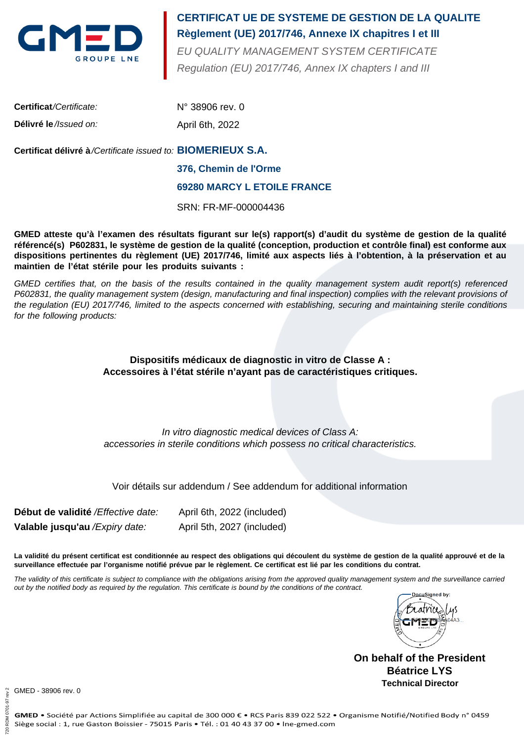# CERTIFICAT UE DE SYSTEME DE GESTION DE LA QUALITE
## Règlement (UE) 2017/746, Annexe IX chapitres I et III

*EU QUALITY MANAGEMENT SYSTEM CERTIFICATE*
*Regulation (EU) 2017/746, Annex IX chapters I and III*

**Certificat**/*Certificate:* N° 38906 rev. 0

**Délivré le**/*Issued on:* April 6th, 2022

**Certificat délivré à**/*Certificate issued to:* **BIOMERIEUX S.A.**
**376, Chemin de l'Orme**
**69280 MARCY L ETOILE FRANCE**
SRN: FR-MF-000004436

**GMED atteste qu'à l'examen des résultats figurant sur le(s) rapport(s) d'audit du système de gestion de la qualité référencé(s) P602831, le système de gestion de la qualité (conception, production et contrôle final) est conforme aux dispositions pertinentes du règlement (UE) 2017/746, limité aux aspects liés à l'obtention, à la préservation et au maintien de l'état stérile pour les produits suivants :**

*GMED certifies that, on the basis of the results contained in the quality management system audit report(s) referenced P602831, the quality management system (design, manufacturing and final inspection) complies with the relevant provisions of the regulation (EU) 2017/746, limited to the aspects concerned with establishing, securing and maintaining sterile conditions for the following products:*

**Dispositifs médicaux de diagnostic in vitro de Classe A :**
**Accessoires à l'état stérile n'ayant pas de caractéristiques critiques.**

*In vitro diagnostic medical devices of Class A:*
*accessories in sterile conditions which possess no critical characteristics.*

Voir détails sur addendum / See addendum for additional information

**Début de validité** /*Effective date:* April 6th, 2022 (included)
**Valable jusqu'au** /*Expiry date:* April 5th, 2027 (included)

**La validité du présent certificat est conditionnée au respect des obligations qui découlent du système de gestion de la qualité approuvé et de la surveillance effectuée par l'organisme notifié prévue par le règlement. Ce certificat est lié par les conditions du contrat.**

*The validity of this certificate is subject to compliance with the obligations arising from the approved quality management system and the surveillance carried out by the notified body as required by the regulation. This certificate is bound by the conditions of the contract.*

DocuSigned by:

**On behalf of the President**
**Béatrice LYS**
**Technical Director**

GMED - 38906 rev. 0

**GMED** • Société par Actions Simplifiée au capital de 300 000 € • RCS Paris 839 022 522 • Organisme Notifié/Notified Body n° 0459
Siège social : 1, rue Gaston Boissier - 75015 Paris • Tél. : 01 40 43 37 00 • lne-gmed.com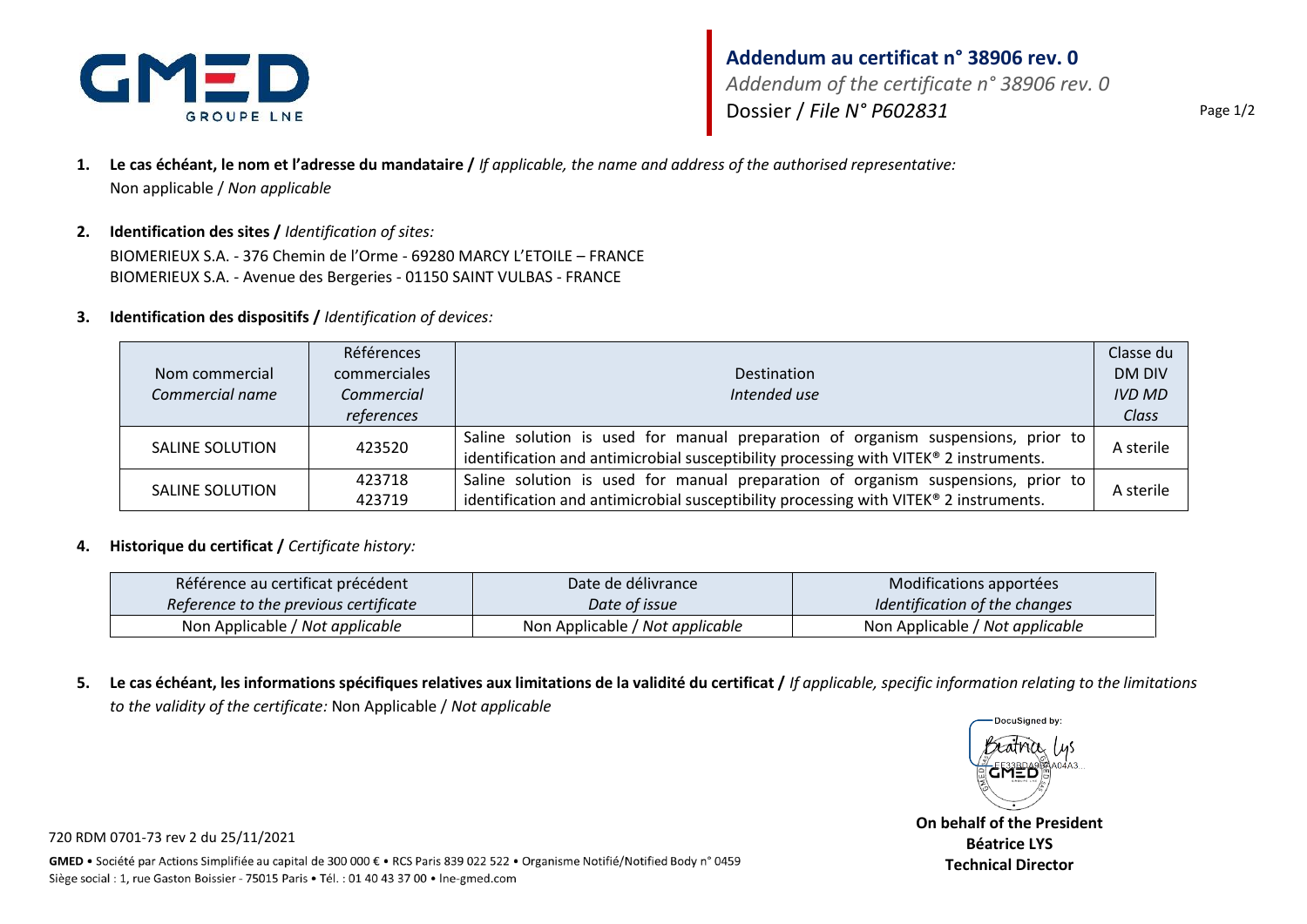**Addendum au certificat n° 38906 rev. 0**
*Addendum of the certificate n° 38906 rev. 0*
Dossier / *File N° P602831*

1. **Le cas échéant, le nom et l'adresse du mandataire /** *If applicable, the name and address of the authorised representative:*
   Non applicable / *Non applicable*

2. **Identification des sites /** *Identification of sites:*
   BIOMERIEUX S.A. - 376 Chemin de l'Orme - 69280 MARCY L'ETOILE – FRANCE
   BIOMERIEUX S.A. - Avenue des Bergeries - 01150 SAINT VULBAS - FRANCE

3. **Identification des dispositifs /** *Identification of devices:*

| Nom commercial *Commercial name* | Références commerciales *Commercial references* | Destination *Intended use* | Classe du DM DIV *IVD MD Class* |
|---|---|---|---|
| SALINE SOLUTION | 423520 | Saline solution is used for manual preparation of organism suspensions, prior to identification and antimicrobial susceptibility processing with VITEK® 2 instruments. | A sterile |
| SALINE SOLUTION | 423718<br>423719 | Saline solution is used for manual preparation of organism suspensions, prior to identification and antimicrobial susceptibility processing with VITEK® 2 instruments. | A sterile |

4. **Historique du certificat /** *Certificate history:*

| Référence au certificat précédent *Reference to the previous certificate* | Date de délivrance *Date of issue* | Modifications apportées *Identification of the changes* |
|---|---|---|
| Non Applicable / *Not applicable* | Non Applicable / *Not applicable* | Non Applicable / *Not applicable* |

5. **Le cas échéant, les informations spécifiques relatives aux limitations de la validité du certificat /** *If applicable, specific information relating to the limitations to the validity of the certificate:* Non Applicable / *Not applicable*

DocuSigned by: Béatrice Lys
EE33BDA9...A04A3...

**On behalf of the President**
**Béatrice LYS**
**Technical Director**

720 RDM 0701-73 rev 2 du 25/11/2021

**GMED** • Société par Actions Simplifiée au capital de 300 000 € • RCS Paris 839 022 522 • Organisme Notifié/Notified Body n° 0459
Siège social : 1, rue Gaston Boissier - 75015 Paris • Tél. : 01 40 43 37 00 • lne-gmed.com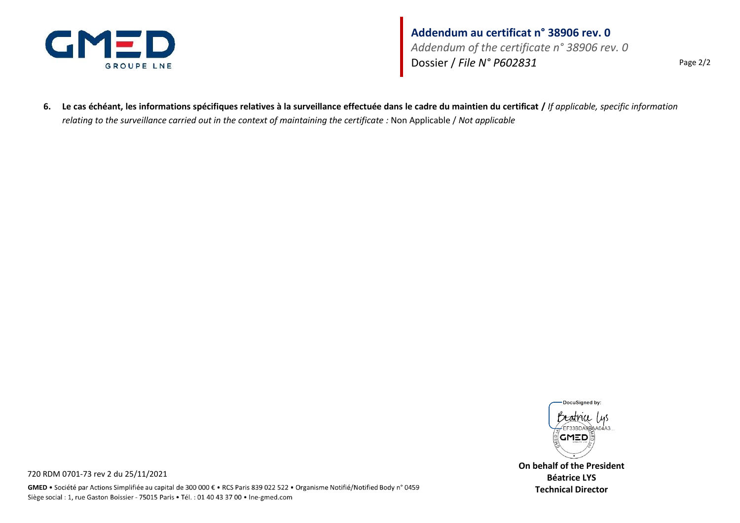**Addendum au certificat n° 38906 rev. 0**
*Addendum of the certificate n° 38906 rev. 0*
Dossier / *File N° P602831*

6. **Le cas échéant, les informations spécifiques relatives à la surveillance effectuée dans le cadre du maintien du certificat /** *If applicable, specific information relating to the surveillance carried out in the context of maintaining the certificate :* Non Applicable / *Not applicable*

DocuSigned by:
Béatrice Lys
EF33BDA9B4A04A3...

**On behalf of the President**
**Béatrice LYS**
**Technical Director**

720 RDM 0701-73 rev 2 du 25/11/2021

**GMED** • Société par Actions Simplifiée au capital de 300 000 € • RCS Paris 839 022 522 • Organisme Notifié/Notified Body n° 0459
Siège social : 1, rue Gaston Boissier - 75015 Paris • Tél. : 01 40 43 37 00 • lne-gmed.com